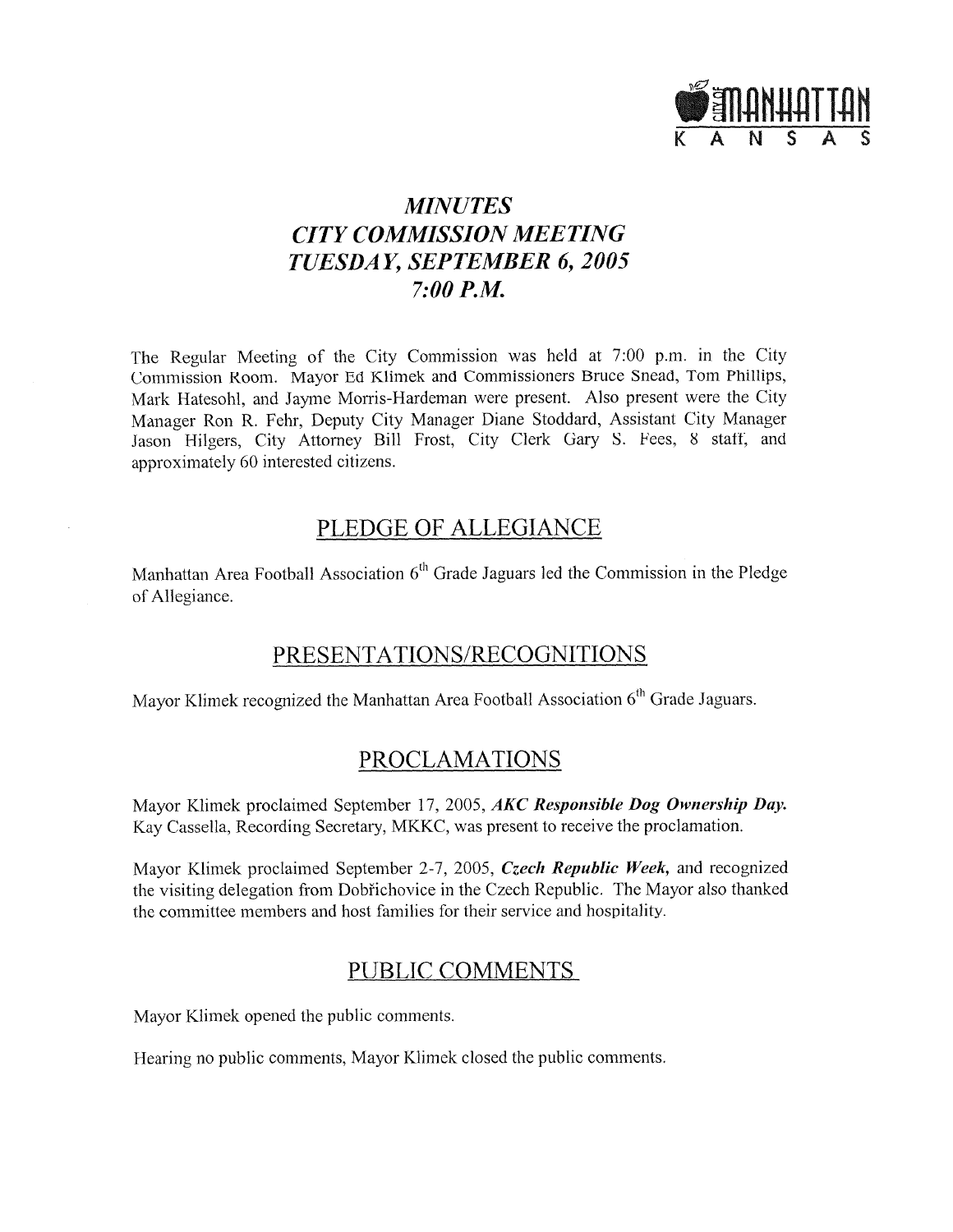# *MINUTES*
# *CITY COMMISSION MEETING*
# *TUESDAY, SEPTEMBER 6, 2005*
# *7:00 P.M.*

The Regular Meeting of the City Commission was held at 7:00 p.m. in the City Commission Room. Mayor Ed Klimek and Commissioners Bruce Snead, Tom Phillips, Mark Hatesohl, and Jayme Morris-Hardeman were present. Also present were the City Manager Ron R. Fehr, Deputy City Manager Diane Stoddard, Assistant City Manager Jason Hilgers, City Attorney Bill Frost, City Clerk Gary S. Fees, 8 staff, and approximately 60 interested citizens.

## PLEDGE OF ALLEGIANCE

Manhattan Area Football Association 6th Grade Jaguars led the Commission in the Pledge of Allegiance.

## PRESENTATIONS/RECOGNITIONS

Mayor Klimek recognized the Manhattan Area Football Association 6th Grade Jaguars.

## PROCLAMATIONS

Mayor Klimek proclaimed September 17, 2005, ***AKC Responsible Dog Ownership Day.*** Kay Cassella, Recording Secretary, MKKC, was present to receive the proclamation.

Mayor Klimek proclaimed September 2-7, 2005, ***Czech Republic Week,*** and recognized the visiting delegation from Dobřichovice in the Czech Republic. The Mayor also thanked the committee members and host families for their service and hospitality.

## PUBLIC COMMENTS

Mayor Klimek opened the public comments.

Hearing no public comments, Mayor Klimek closed the public comments.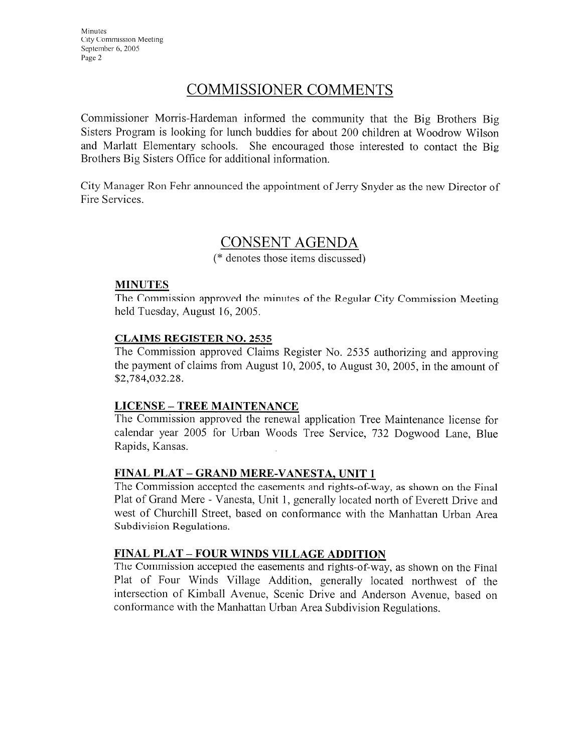# COMMISSIONER COMMENTS

Commissioner Morris-Hardeman informed the community that the Big Brothers Big Sisters Program is looking for lunch buddies for about 200 children at Woodrow Wilson and Marlatt Elementary schools. She encouraged those interested to contact the Big Brothers Big Sisters Office for additional information.

City Manager Ron Fehr announced the appointment of Jerry Snyder as the new Director of Fire Services.

# CONSENT AGENDA

(* denotes those items discussed)

## MINUTES

The Commission approved the minutes of the Regular City Commission Meeting held Tuesday, August 16, 2005.

## CLAIMS REGISTER NO. 2535

The Commission approved Claims Register No. 2535 authorizing and approving the payment of claims from August 10, 2005, to August 30, 2005, in the amount of $2,784,032.28.

## LICENSE – TREE MAINTENANCE

The Commission approved the renewal application Tree Maintenance license for calendar year 2005 for Urban Woods Tree Service, 732 Dogwood Lane, Blue Rapids, Kansas.

## FINAL PLAT – GRAND MERE-VANESTA, UNIT 1

The Commission accepted the easements and rights-of-way, as shown on the Final Plat of Grand Mere - Vanesta, Unit 1, generally located north of Everett Drive and west of Churchill Street, based on conformance with the Manhattan Urban Area Subdivision Regulations.

## FINAL PLAT – FOUR WINDS VILLAGE ADDITION

The Commission accepted the easements and rights-of-way, as shown on the Final Plat of Four Winds Village Addition, generally located northwest of the intersection of Kimball Avenue, Scenic Drive and Anderson Avenue, based on conformance with the Manhattan Urban Area Subdivision Regulations.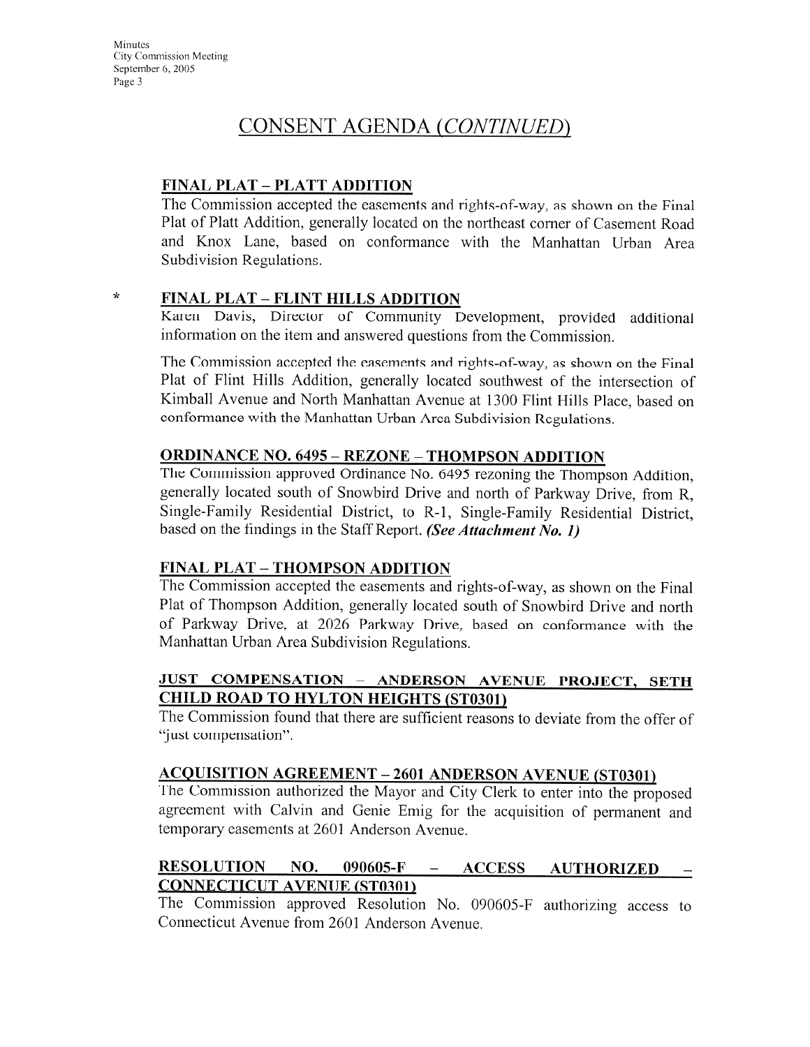## CONSENT AGENDA *(CONTINUED)*

**FINAL PLAT – PLATT ADDITION**

The Commission accepted the easements and rights-of-way, as shown on the Final Plat of Platt Addition, generally located on the northeast corner of Casement Road and Knox Lane, based on conformance with the Manhattan Urban Area Subdivision Regulations.

\* **FINAL PLAT – FLINT HILLS ADDITION**

Karen Davis, Director of Community Development, provided additional information on the item and answered questions from the Commission.

The Commission accepted the easements and rights-of-way, as shown on the Final Plat of Flint Hills Addition, generally located southwest of the intersection of Kimball Avenue and North Manhattan Avenue at 1300 Flint Hills Place, based on conformance with the Manhattan Urban Area Subdivision Regulations.

**ORDINANCE NO. 6495 – REZONE – THOMPSON ADDITION**

The Commission approved Ordinance No. 6495 rezoning the Thompson Addition, generally located south of Snowbird Drive and north of Parkway Drive, from R, Single-Family Residential District, to R-1, Single-Family Residential District, based on the findings in the Staff Report. ***(See Attachment No. 1)***

**FINAL PLAT – THOMPSON ADDITION**

The Commission accepted the easements and rights-of-way, as shown on the Final Plat of Thompson Addition, generally located south of Snowbird Drive and north of Parkway Drive, at 2026 Parkway Drive, based on conformance with the Manhattan Urban Area Subdivision Regulations.

**JUST COMPENSATION – ANDERSON AVENUE PROJECT, SETH CHILD ROAD TO HYLTON HEIGHTS (ST0301)**

The Commission found that there are sufficient reasons to deviate from the offer of "just compensation".

**ACQUISITION AGREEMENT – 2601 ANDERSON AVENUE (ST0301)**

The Commission authorized the Mayor and City Clerk to enter into the proposed agreement with Calvin and Genie Emig for the acquisition of permanent and temporary easements at 2601 Anderson Avenue.

**RESOLUTION NO. 090605-F – ACCESS AUTHORIZED – CONNECTICUT AVENUE (ST0301)**

The Commission approved Resolution No. 090605-F authorizing access to Connecticut Avenue from 2601 Anderson Avenue.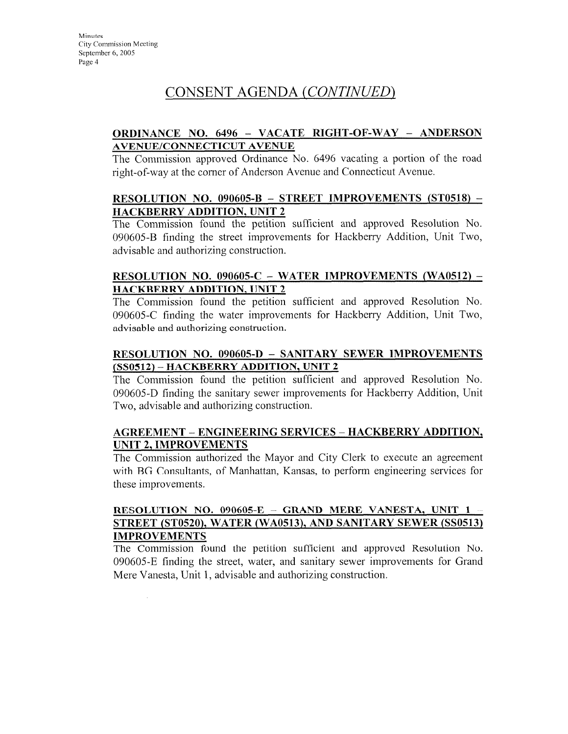# CONSENT AGENDA *(CONTINUED)*

## ORDINANCE NO. 6496 – VACATE RIGHT-OF-WAY – ANDERSON AVENUE/CONNECTICUT AVENUE

The Commission approved Ordinance No. 6496 vacating a portion of the road right-of-way at the corner of Anderson Avenue and Connecticut Avenue.

## RESOLUTION NO. 090605-B – STREET IMPROVEMENTS (ST0518) – HACKBERRY ADDITION, UNIT 2

The Commission found the petition sufficient and approved Resolution No. 090605-B finding the street improvements for Hackberry Addition, Unit Two, advisable and authorizing construction.

## RESOLUTION NO. 090605-C – WATER IMPROVEMENTS (WA0512) – HACKBERRY ADDITION, UNIT 2

The Commission found the petition sufficient and approved Resolution No. 090605-C finding the water improvements for Hackberry Addition, Unit Two, advisable and authorizing construction.

## RESOLUTION NO. 090605-D – SANITARY SEWER IMPROVEMENTS (SS0512) – HACKBERRY ADDITION, UNIT 2

The Commission found the petition sufficient and approved Resolution No. 090605-D finding the sanitary sewer improvements for Hackberry Addition, Unit Two, advisable and authorizing construction.

## AGREEMENT – ENGINEERING SERVICES – HACKBERRY ADDITION, UNIT 2, IMPROVEMENTS

The Commission authorized the Mayor and City Clerk to execute an agreement with BG Consultants, of Manhattan, Kansas, to perform engineering services for these improvements.

## RESOLUTION NO. 090605-E – GRAND MERE VANESTA, UNIT 1 – STREET (ST0520), WATER (WA0513), AND SANITARY SEWER (SS0513) IMPROVEMENTS

The Commission found the petition sufficient and approved Resolution No. 090605-E finding the street, water, and sanitary sewer improvements for Grand Mere Vanesta, Unit 1, advisable and authorizing construction.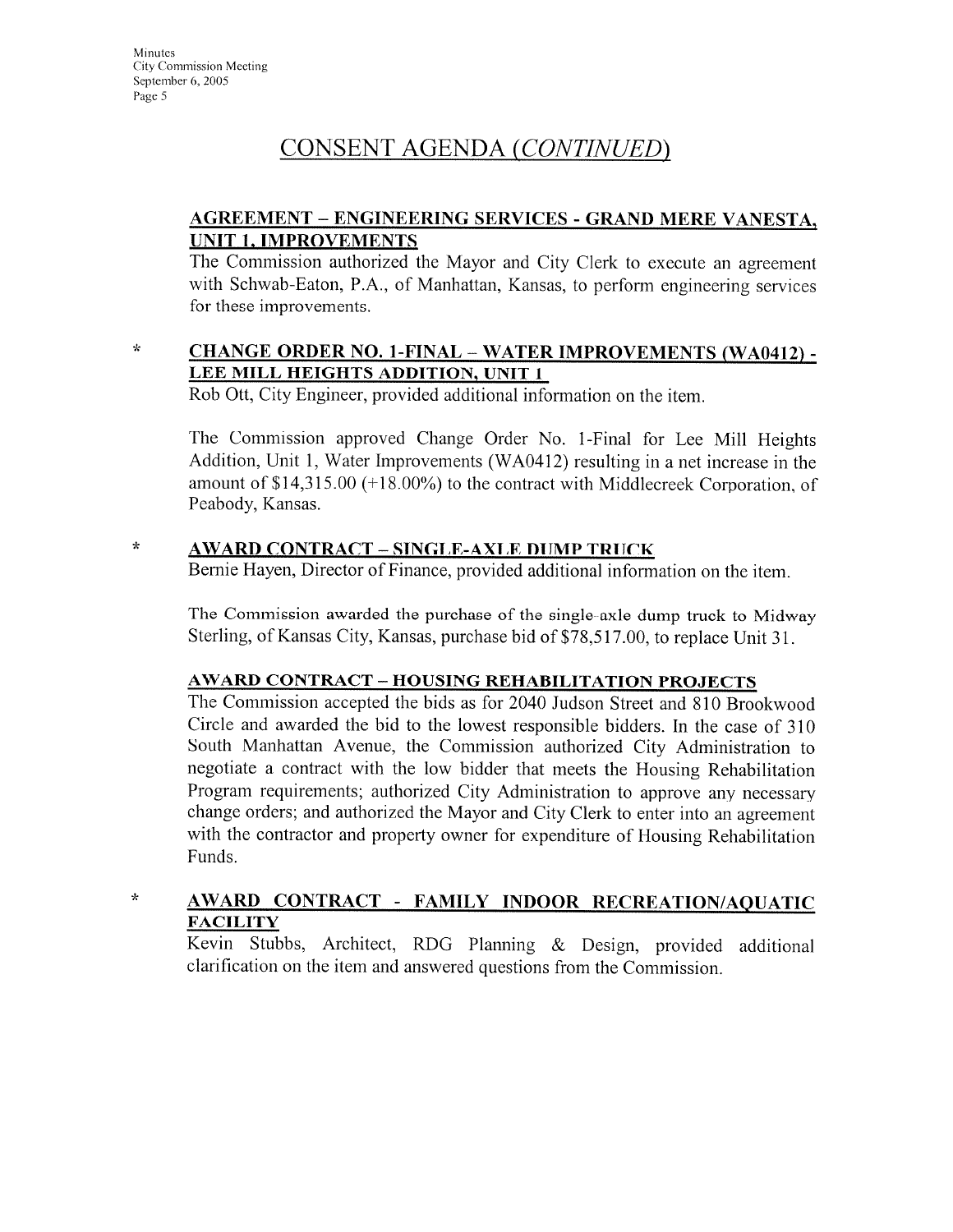# CONSENT AGENDA (*CONTINUED*)

**AGREEMENT – ENGINEERING SERVICES - GRAND MERE VANESTA, UNIT 1, IMPROVEMENTS**

The Commission authorized the Mayor and City Clerk to execute an agreement with Schwab-Eaton, P.A., of Manhattan, Kansas, to perform engineering services for these improvements.

\* **CHANGE ORDER NO. 1-FINAL – WATER IMPROVEMENTS (WA0412) - LEE MILL HEIGHTS ADDITION, UNIT 1**

Rob Ott, City Engineer, provided additional information on the item.

The Commission approved Change Order No. 1-Final for Lee Mill Heights Addition, Unit 1, Water Improvements (WA0412) resulting in a net increase in the amount of $14,315.00 (+18.00%) to the contract with Middlecreek Corporation, of Peabody, Kansas.

\* **AWARD CONTRACT – SINGLE-AXLE DUMP TRUCK**

Bernie Hayen, Director of Finance, provided additional information on the item.

The Commission awarded the purchase of the single-axle dump truck to Midway Sterling, of Kansas City, Kansas, purchase bid of $78,517.00, to replace Unit 31.

**AWARD CONTRACT – HOUSING REHABILITATION PROJECTS**

The Commission accepted the bids as for 2040 Judson Street and 810 Brookwood Circle and awarded the bid to the lowest responsible bidders. In the case of 310 South Manhattan Avenue, the Commission authorized City Administration to negotiate a contract with the low bidder that meets the Housing Rehabilitation Program requirements; authorized City Administration to approve any necessary change orders; and authorized the Mayor and City Clerk to enter into an agreement with the contractor and property owner for expenditure of Housing Rehabilitation Funds.

\* **AWARD CONTRACT - FAMILY INDOOR RECREATION/AQUATIC FACILITY**

Kevin Stubbs, Architect, RDG Planning & Design, provided additional clarification on the item and answered questions from the Commission.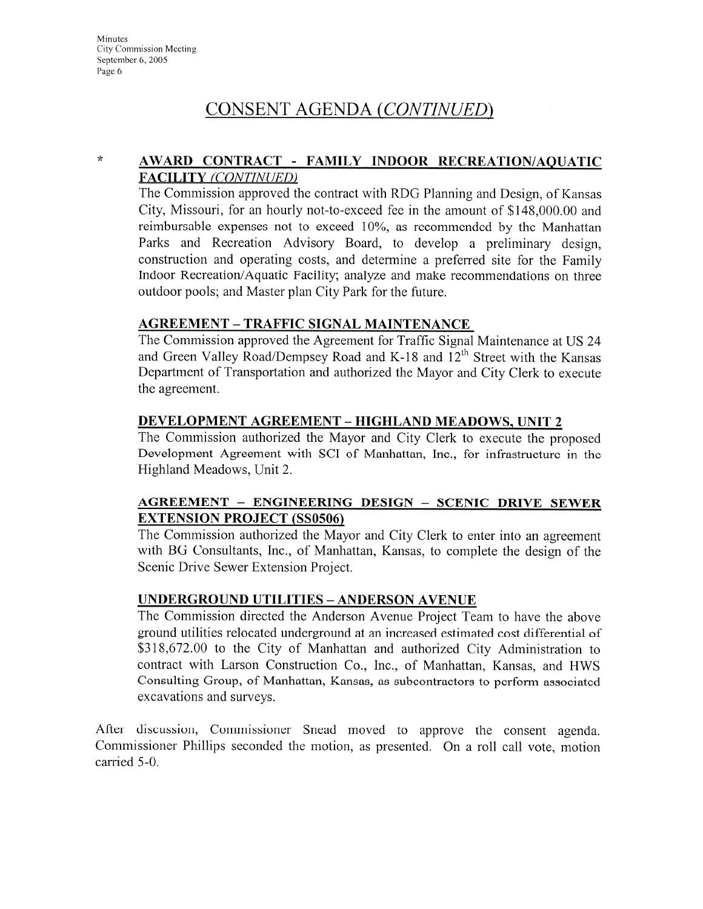## CONSENT AGENDA (*CONTINUED*)

\* **AWARD CONTRACT - FAMILY INDOOR RECREATION/AQUATIC FACILITY** *(CONTINUED)*

The Commission approved the contract with RDG Planning and Design, of Kansas City, Missouri, for an hourly not-to-exceed fee in the amount of $148,000.00 and reimbursable expenses not to exceed 10%, as recommended by the Manhattan Parks and Recreation Advisory Board, to develop a preliminary design, construction and operating costs, and determine a preferred site for the Family Indoor Recreation/Aquatic Facility; analyze and make recommendations on three outdoor pools; and Master plan City Park for the future.

**AGREEMENT – TRAFFIC SIGNAL MAINTENANCE**

The Commission approved the Agreement for Traffic Signal Maintenance at US 24 and Green Valley Road/Dempsey Road and K-18 and 12th Street with the Kansas Department of Transportation and authorized the Mayor and City Clerk to execute the agreement.

**DEVELOPMENT AGREEMENT – HIGHLAND MEADOWS, UNIT 2**

The Commission authorized the Mayor and City Clerk to execute the proposed Development Agreement with SCI of Manhattan, Inc., for infrastructure in the Highland Meadows, Unit 2.

**AGREEMENT – ENGINEERING DESIGN – SCENIC DRIVE SEWER EXTENSION PROJECT (SS0506)**

The Commission authorized the Mayor and City Clerk to enter into an agreement with BG Consultants, Inc., of Manhattan, Kansas, to complete the design of the Scenic Drive Sewer Extension Project.

**UNDERGROUND UTILITIES – ANDERSON AVENUE**

The Commission directed the Anderson Avenue Project Team to have the above ground utilities relocated underground at an increased estimated cost differential of $318,672.00 to the City of Manhattan and authorized City Administration to contract with Larson Construction Co., Inc., of Manhattan, Kansas, and HWS Consulting Group, of Manhattan, Kansas, as subcontractors to perform associated excavations and surveys.

After discussion, Commissioner Snead moved to approve the consent agenda. Commissioner Phillips seconded the motion, as presented. On a roll call vote, motion carried 5-0.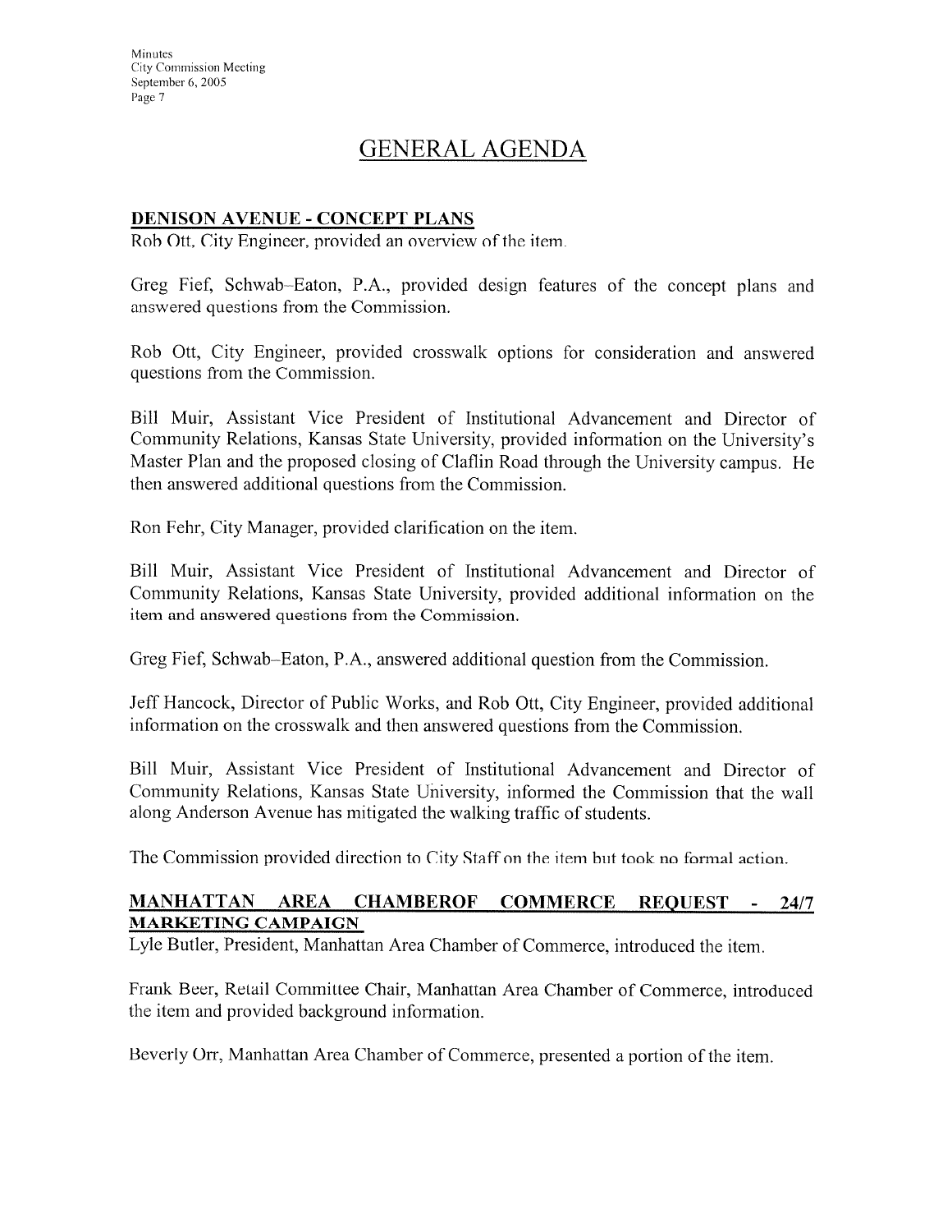# GENERAL AGENDA

## DENISON AVENUE - CONCEPT PLANS

Rob Ott, City Engineer, provided an overview of the item.

Greg Fief, Schwab–Eaton, P.A., provided design features of the concept plans and answered questions from the Commission.

Rob Ott, City Engineer, provided crosswalk options for consideration and answered questions from the Commission.

Bill Muir, Assistant Vice President of Institutional Advancement and Director of Community Relations, Kansas State University, provided information on the University's Master Plan and the proposed closing of Claflin Road through the University campus. He then answered additional questions from the Commission.

Ron Fehr, City Manager, provided clarification on the item.

Bill Muir, Assistant Vice President of Institutional Advancement and Director of Community Relations, Kansas State University, provided additional information on the item and answered questions from the Commission.

Greg Fief, Schwab–Eaton, P.A., answered additional question from the Commission.

Jeff Hancock, Director of Public Works, and Rob Ott, City Engineer, provided additional information on the crosswalk and then answered questions from the Commission.

Bill Muir, Assistant Vice President of Institutional Advancement and Director of Community Relations, Kansas State University, informed the Commission that the wall along Anderson Avenue has mitigated the walking traffic of students.

The Commission provided direction to City Staff on the item but took no formal action.

## MANHATTAN AREA CHAMBEROF COMMERCE REQUEST - 24/7 MARKETING CAMPAIGN

Lyle Butler, President, Manhattan Area Chamber of Commerce, introduced the item.

Frank Beer, Retail Committee Chair, Manhattan Area Chamber of Commerce, introduced the item and provided background information.

Beverly Orr, Manhattan Area Chamber of Commerce, presented a portion of the item.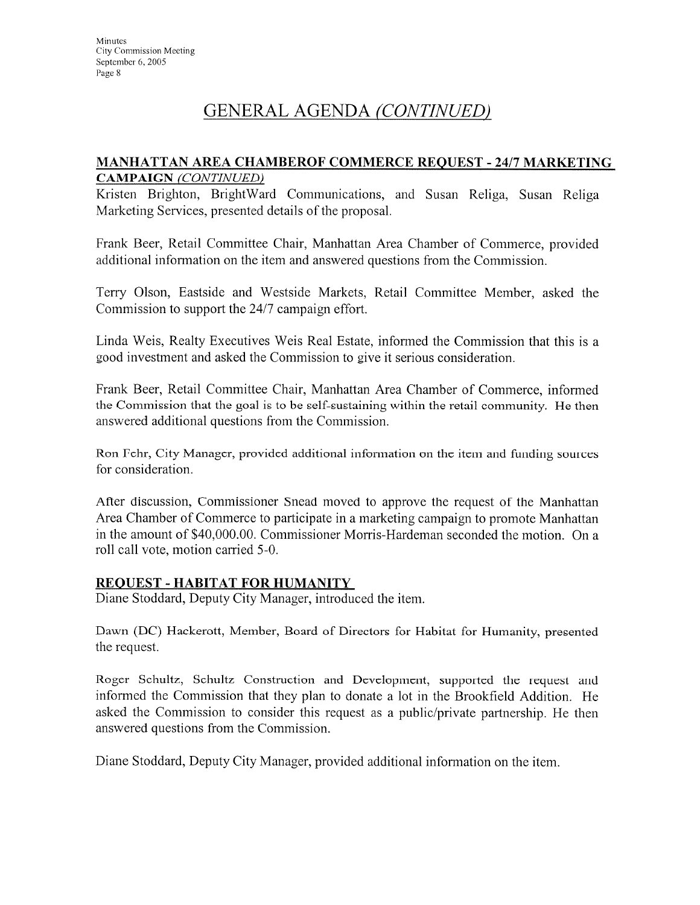## GENERAL AGENDA *(CONTINUED)*

### MANHATTAN AREA CHAMBEROF COMMERCE REQUEST - 24/7 MARKETING CAMPAIGN *(CONTINUED)*

Kristen Brighton, BrightWard Communications, and Susan Religa, Susan Religa Marketing Services, presented details of the proposal.

Frank Beer, Retail Committee Chair, Manhattan Area Chamber of Commerce, provided additional information on the item and answered questions from the Commission.

Terry Olson, Eastside and Westside Markets, Retail Committee Member, asked the Commission to support the 24/7 campaign effort.

Linda Weis, Realty Executives Weis Real Estate, informed the Commission that this is a good investment and asked the Commission to give it serious consideration.

Frank Beer, Retail Committee Chair, Manhattan Area Chamber of Commerce, informed the Commission that the goal is to be self-sustaining within the retail community. He then answered additional questions from the Commission.

Ron Fehr, City Manager, provided additional information on the item and funding sources for consideration.

After discussion, Commissioner Snead moved to approve the request of the Manhattan Area Chamber of Commerce to participate in a marketing campaign to promote Manhattan in the amount of $40,000.00. Commissioner Morris-Hardeman seconded the motion. On a roll call vote, motion carried 5-0.

### REQUEST - HABITAT FOR HUMANITY

Diane Stoddard, Deputy City Manager, introduced the item.

Dawn (DC) Hackerott, Member, Board of Directors for Habitat for Humanity, presented the request.

Roger Schultz, Schultz Construction and Development, supported the request and informed the Commission that they plan to donate a lot in the Brookfield Addition. He asked the Commission to consider this request as a public/private partnership. He then answered questions from the Commission.

Diane Stoddard, Deputy City Manager, provided additional information on the item.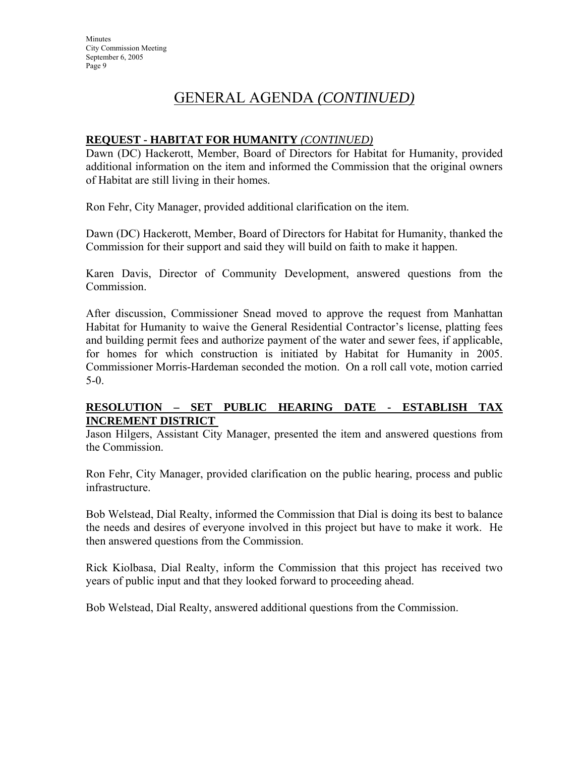# GENERAL AGENDA *(CONTINUED)*

**REQUEST - HABITAT FOR HUMANITY** ***(CONTINUED)***

Dawn (DC) Hackerott, Member, Board of Directors for Habitat for Humanity, provided additional information on the item and informed the Commission that the original owners of Habitat are still living in their homes.

Ron Fehr, City Manager, provided additional clarification on the item.

Dawn (DC) Hackerott, Member, Board of Directors for Habitat for Humanity, thanked the Commission for their support and said they will build on faith to make it happen.

Karen Davis, Director of Community Development, answered questions from the Commission.

After discussion, Commissioner Snead moved to approve the request from Manhattan Habitat for Humanity to waive the General Residential Contractor's license, platting fees and building permit fees and authorize payment of the water and sewer fees, if applicable, for homes for which construction is initiated by Habitat for Humanity in 2005. Commissioner Morris-Hardeman seconded the motion. On a roll call vote, motion carried 5-0.

**RESOLUTION – SET PUBLIC HEARING DATE - ESTABLISH TAX INCREMENT DISTRICT**

Jason Hilgers, Assistant City Manager, presented the item and answered questions from the Commission.

Ron Fehr, City Manager, provided clarification on the public hearing, process and public infrastructure.

Bob Welstead, Dial Realty, informed the Commission that Dial is doing its best to balance the needs and desires of everyone involved in this project but have to make it work. He then answered questions from the Commission.

Rick Kiolbasa, Dial Realty, inform the Commission that this project has received two years of public input and that they looked forward to proceeding ahead.

Bob Welstead, Dial Realty, answered additional questions from the Commission.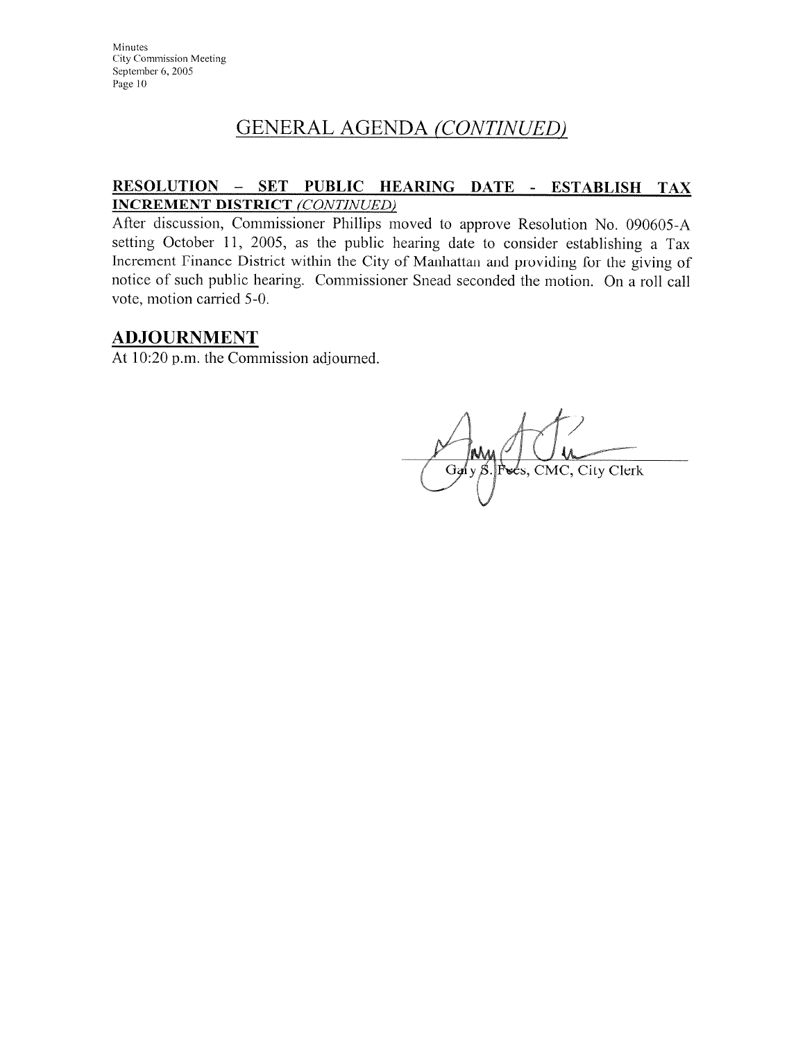## GENERAL AGENDA *(CONTINUED)*

**RESOLUTION – SET PUBLIC HEARING DATE - ESTABLISH TAX INCREMENT DISTRICT** *(CONTINUED)*

After discussion, Commissioner Phillips moved to approve Resolution No. 090605-A setting October 11, 2005, as the public hearing date to consider establishing a Tax Increment Finance District within the City of Manhattan and providing for the giving of notice of such public hearing. Commissioner Snead seconded the motion. On a roll call vote, motion carried 5-0.

## ADJOURNMENT

At 10:20 p.m. the Commission adjourned.

Gary S. Fees, CMC, City Clerk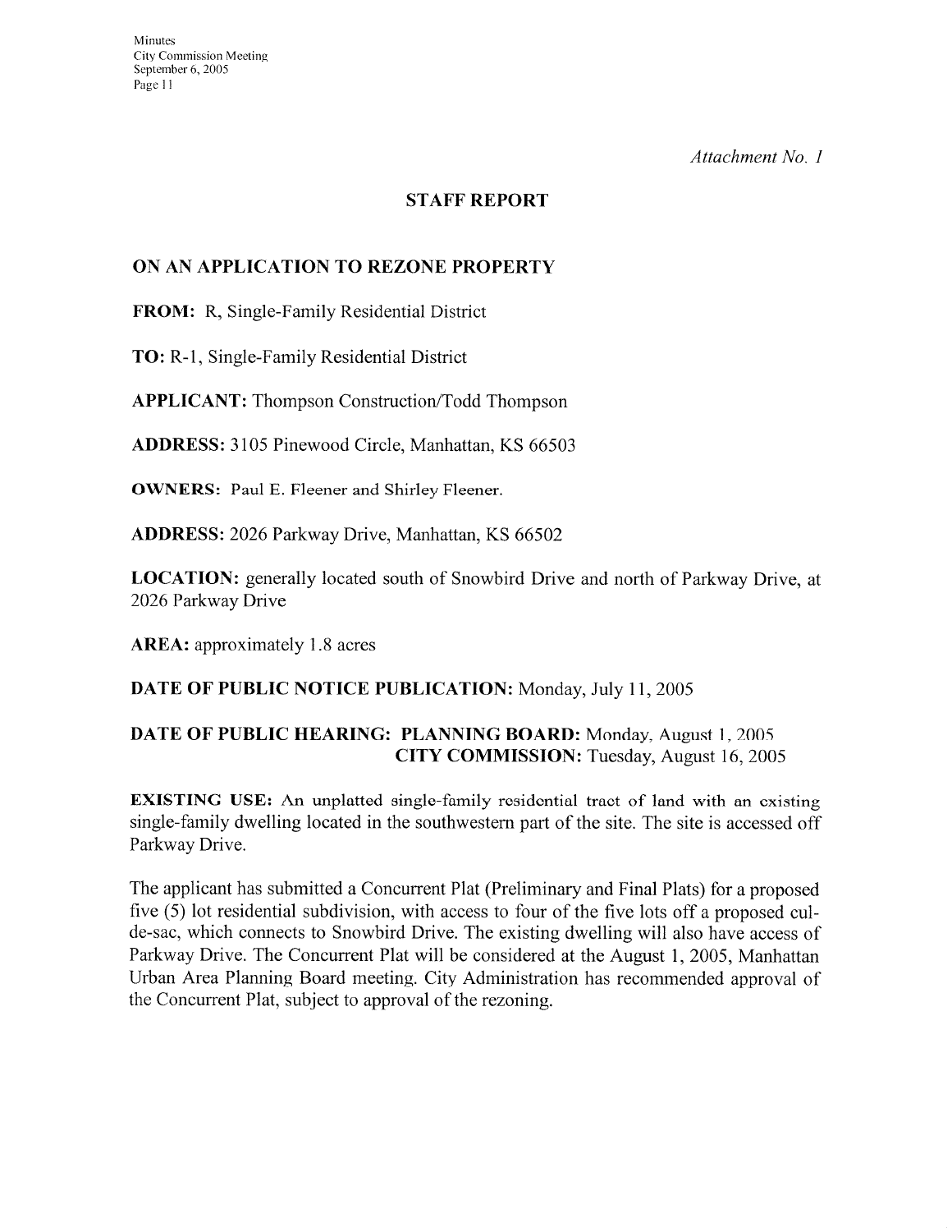*Attachment No. 1*

## STAFF REPORT

### ON AN APPLICATION TO REZONE PROPERTY

**FROM:** R, Single-Family Residential District

**TO:** R-1, Single-Family Residential District

**APPLICANT:** Thompson Construction/Todd Thompson

**ADDRESS:** 3105 Pinewood Circle, Manhattan, KS 66503

**OWNERS:** Paul E. Fleener and Shirley Fleener.

**ADDRESS:** 2026 Parkway Drive, Manhattan, KS 66502

**LOCATION:** generally located south of Snowbird Drive and north of Parkway Drive, at 2026 Parkway Drive

**AREA:** approximately 1.8 acres

**DATE OF PUBLIC NOTICE PUBLICATION:** Monday, July 11, 2005

**DATE OF PUBLIC HEARING: PLANNING BOARD:** Monday, August 1, 2005
**CITY COMMISSION:** Tuesday, August 16, 2005

**EXISTING USE:** An unplatted single-family residential tract of land with an existing single-family dwelling located in the southwestern part of the site. The site is accessed off Parkway Drive.

The applicant has submitted a Concurrent Plat (Preliminary and Final Plats) for a proposed five (5) lot residential subdivision, with access to four of the five lots off a proposed cul-de-sac, which connects to Snowbird Drive. The existing dwelling will also have access of Parkway Drive. The Concurrent Plat will be considered at the August 1, 2005, Manhattan Urban Area Planning Board meeting. City Administration has recommended approval of the Concurrent Plat, subject to approval of the rezoning.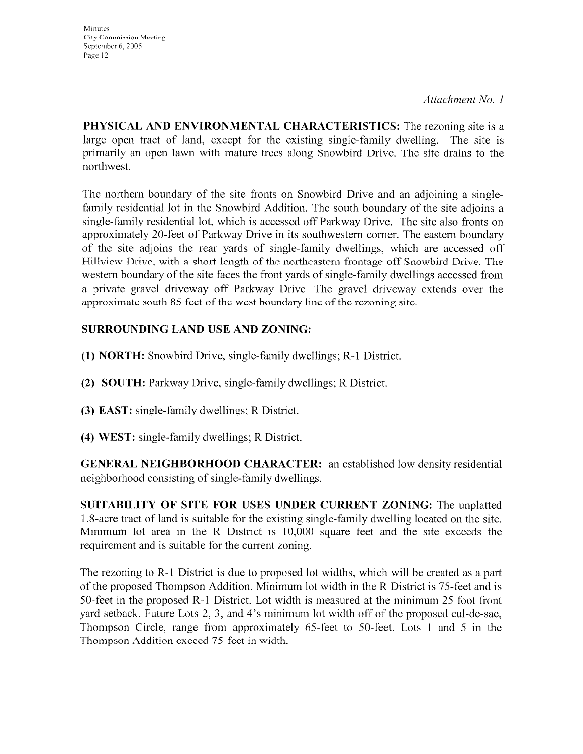*Attachment No. 1*

**PHYSICAL AND ENVIRONMENTAL CHARACTERISTICS:** The rezoning site is a large open tract of land, except for the existing single-family dwelling. The site is primarily an open lawn with mature trees along Snowbird Drive. The site drains to the northwest.

The northern boundary of the site fronts on Snowbird Drive and an adjoining a single-family residential lot in the Snowbird Addition. The south boundary of the site adjoins a single-family residential lot, which is accessed off Parkway Drive. The site also fronts on approximately 20-feet of Parkway Drive in its southwestern corner. The eastern boundary of the site adjoins the rear yards of single-family dwellings, which are accessed off Hillview Drive, with a short length of the northeastern frontage off Snowbird Drive. The western boundary of the site faces the front yards of single-family dwellings accessed from a private gravel driveway off Parkway Drive. The gravel driveway extends over the approximate south 85 feet of the west boundary line of the rezoning site.

**SURROUNDING LAND USE AND ZONING:**

**(1) NORTH:** Snowbird Drive, single-family dwellings; R-1 District.

**(2) SOUTH:** Parkway Drive, single-family dwellings; R District.

**(3) EAST:** single-family dwellings; R District.

**(4) WEST:** single-family dwellings; R District.

**GENERAL NEIGHBORHOOD CHARACTER:** an established low density residential neighborhood consisting of single-family dwellings.

**SUITABILITY OF SITE FOR USES UNDER CURRENT ZONING:** The unplatted 1.8-acre tract of land is suitable for the existing single-family dwelling located on the site. Minimum lot area in the R District is 10,000 square feet and the site exceeds the requirement and is suitable for the current zoning.

The rezoning to R-1 District is due to proposed lot widths, which will be created as a part of the proposed Thompson Addition. Minimum lot width in the R District is 75-feet and is 50-feet in the proposed R-1 District. Lot width is measured at the minimum 25 foot front yard setback. Future Lots 2, 3, and 4's minimum lot width off of the proposed cul-de-sac, Thompson Circle, range from approximately 65-feet to 50-feet. Lots 1 and 5 in the Thompson Addition exceed 75 feet in width.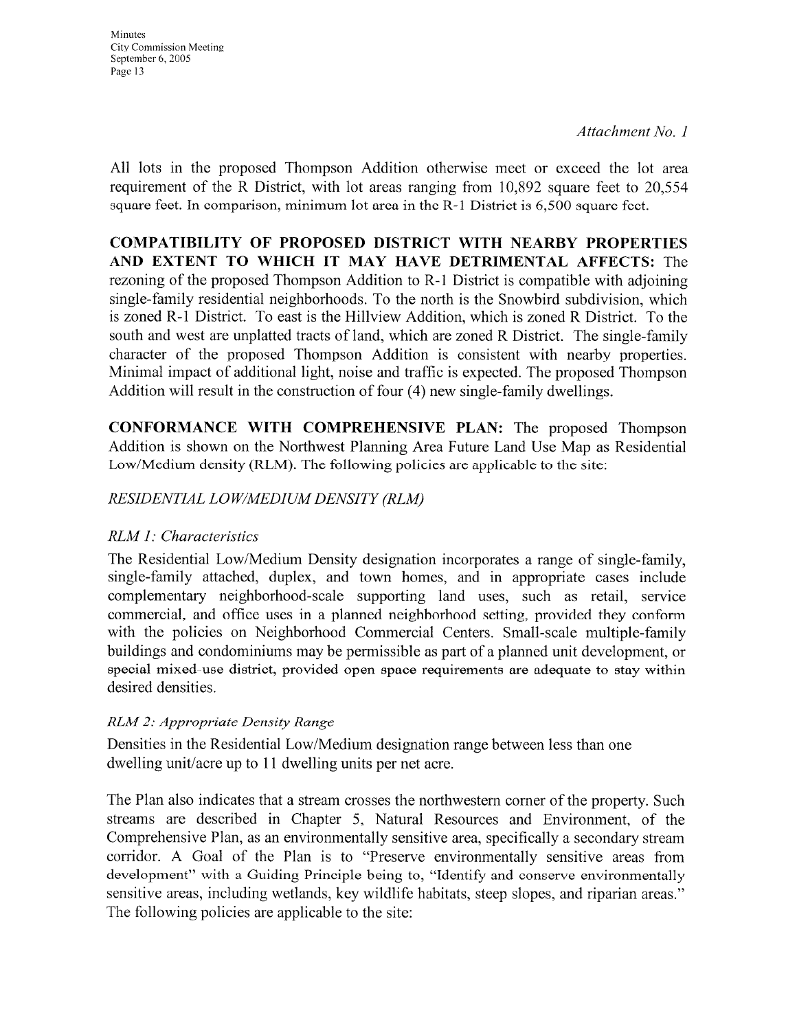*Attachment No. 1*

All lots in the proposed Thompson Addition otherwise meet or exceed the lot area requirement of the R District, with lot areas ranging from 10,892 square feet to 20,554 square feet. In comparison, minimum lot area in the R-1 District is 6,500 square feet.

**COMPATIBILITY OF PROPOSED DISTRICT WITH NEARBY PROPERTIES AND EXTENT TO WHICH IT MAY HAVE DETRIMENTAL AFFECTS:** The rezoning of the proposed Thompson Addition to R-1 District is compatible with adjoining single-family residential neighborhoods. To the north is the Snowbird subdivision, which is zoned R-1 District. To east is the Hillview Addition, which is zoned R District. To the south and west are unplatted tracts of land, which are zoned R District. The single-family character of the proposed Thompson Addition is consistent with nearby properties. Minimal impact of additional light, noise and traffic is expected. The proposed Thompson Addition will result in the construction of four (4) new single-family dwellings.

**CONFORMANCE WITH COMPREHENSIVE PLAN:** The proposed Thompson Addition is shown on the Northwest Planning Area Future Land Use Map as Residential Low/Medium density (RLM). The following policies are applicable to the site:

*RESIDENTIAL LOW/MEDIUM DENSITY (RLM)*

*RLM 1: Characteristics*

The Residential Low/Medium Density designation incorporates a range of single-family, single-family attached, duplex, and town homes, and in appropriate cases include complementary neighborhood-scale supporting land uses, such as retail, service commercial, and office uses in a planned neighborhood setting, provided they conform with the policies on Neighborhood Commercial Centers. Small-scale multiple-family buildings and condominiums may be permissible as part of a planned unit development, or special mixed-use district, provided open space requirements are adequate to stay within desired densities.

*RLM 2: Appropriate Density Range*

Densities in the Residential Low/Medium designation range between less than one dwelling unit/acre up to 11 dwelling units per net acre.

The Plan also indicates that a stream crosses the northwestern corner of the property. Such streams are described in Chapter 5, Natural Resources and Environment, of the Comprehensive Plan, as an environmentally sensitive area, specifically a secondary stream corridor. A Goal of the Plan is to "Preserve environmentally sensitive areas from development" with a Guiding Principle being to, "Identify and conserve environmentally sensitive areas, including wetlands, key wildlife habitats, steep slopes, and riparian areas." The following policies are applicable to the site: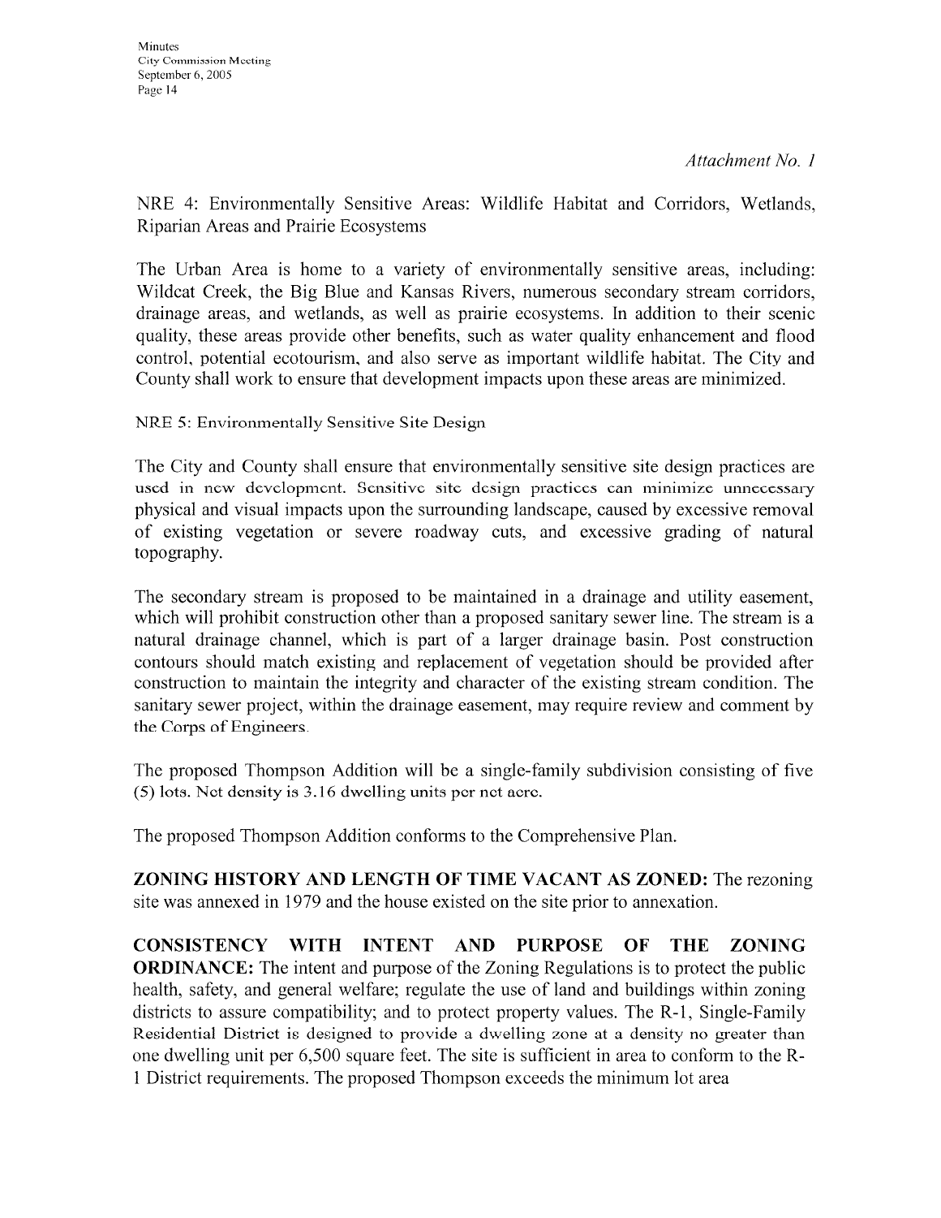*Attachment No. 1*

NRE 4: Environmentally Sensitive Areas: Wildlife Habitat and Corridors, Wetlands, Riparian Areas and Prairie Ecosystems

The Urban Area is home to a variety of environmentally sensitive areas, including: Wildcat Creek, the Big Blue and Kansas Rivers, numerous secondary stream corridors, drainage areas, and wetlands, as well as prairie ecosystems. In addition to their scenic quality, these areas provide other benefits, such as water quality enhancement and flood control, potential ecotourism, and also serve as important wildlife habitat. The City and County shall work to ensure that development impacts upon these areas are minimized.

NRE 5: Environmentally Sensitive Site Design

The City and County shall ensure that environmentally sensitive site design practices are used in new development. Sensitive site design practices can minimize unnecessary physical and visual impacts upon the surrounding landscape, caused by excessive removal of existing vegetation or severe roadway cuts, and excessive grading of natural topography.

The secondary stream is proposed to be maintained in a drainage and utility easement, which will prohibit construction other than a proposed sanitary sewer line. The stream is a natural drainage channel, which is part of a larger drainage basin. Post construction contours should match existing and replacement of vegetation should be provided after construction to maintain the integrity and character of the existing stream condition. The sanitary sewer project, within the drainage easement, may require review and comment by the Corps of Engineers.

The proposed Thompson Addition will be a single-family subdivision consisting of five (5) lots. Net density is 3.16 dwelling units per net acre.

The proposed Thompson Addition conforms to the Comprehensive Plan.

**ZONING HISTORY AND LENGTH OF TIME VACANT AS ZONED:** The rezoning site was annexed in 1979 and the house existed on the site prior to annexation.

**CONSISTENCY WITH INTENT AND PURPOSE OF THE ZONING ORDINANCE:** The intent and purpose of the Zoning Regulations is to protect the public health, safety, and general welfare; regulate the use of land and buildings within zoning districts to assure compatibility; and to protect property values. The R-1, Single-Family Residential District is designed to provide a dwelling zone at a density no greater than one dwelling unit per 6,500 square feet. The site is sufficient in area to conform to the R-1 District requirements. The proposed Thompson exceeds the minimum lot area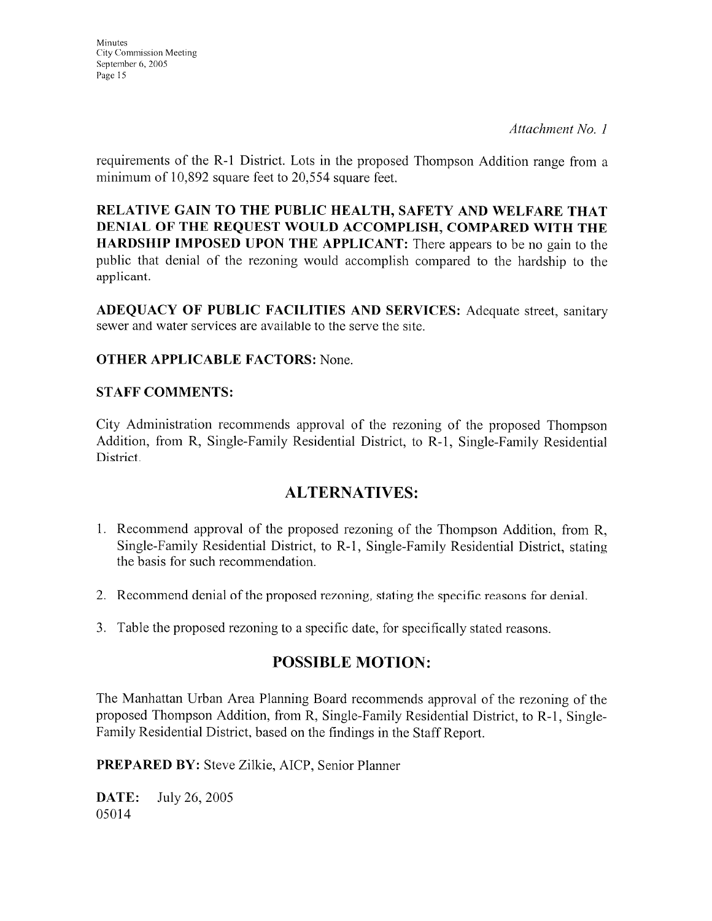*Attachment No. 1*

requirements of the R-1 District. Lots in the proposed Thompson Addition range from a minimum of 10,892 square feet to 20,554 square feet.

**RELATIVE GAIN TO THE PUBLIC HEALTH, SAFETY AND WELFARE THAT DENIAL OF THE REQUEST WOULD ACCOMPLISH, COMPARED WITH THE HARDSHIP IMPOSED UPON THE APPLICANT:** There appears to be no gain to the public that denial of the rezoning would accomplish compared to the hardship to the applicant.

**ADEQUACY OF PUBLIC FACILITIES AND SERVICES:** Adequate street, sanitary sewer and water services are available to the serve the site.

**OTHER APPLICABLE FACTORS:** None.

**STAFF COMMENTS:**

City Administration recommends approval of the rezoning of the proposed Thompson Addition, from R, Single-Family Residential District, to R-1, Single-Family Residential District.

## ALTERNATIVES:

1. Recommend approval of the proposed rezoning of the Thompson Addition, from R, Single-Family Residential District, to R-1, Single-Family Residential District, stating the basis for such recommendation.
2. Recommend denial of the proposed rezoning, stating the specific reasons for denial.
3. Table the proposed rezoning to a specific date, for specifically stated reasons.

## POSSIBLE MOTION:

The Manhattan Urban Area Planning Board recommends approval of the rezoning of the proposed Thompson Addition, from R, Single-Family Residential District, to R-1, Single-Family Residential District, based on the findings in the Staff Report.

**PREPARED BY:** Steve Zilkie, AICP, Senior Planner

**DATE:** July 26, 2005
05014